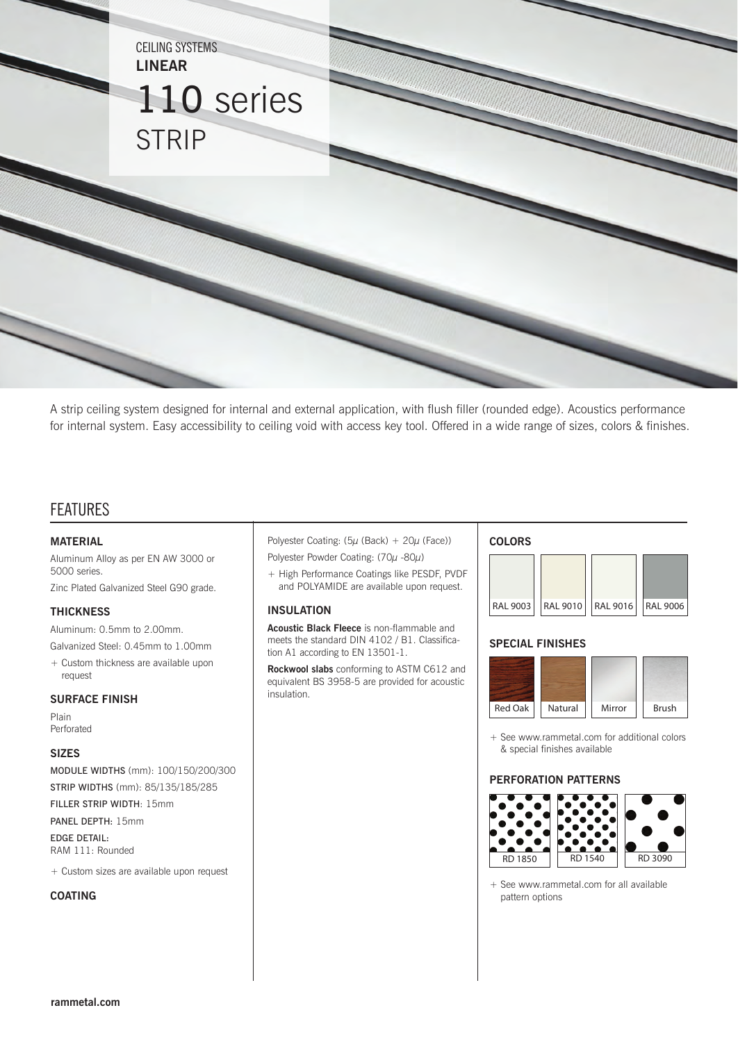CEILING SYSTEMS

**LINEAR**

# 110 series STRIP

A strip ceiling system designed for internal and external application, with flush filler (rounded edge). Acoustics performance for internal system. Easy accessibility to ceiling void with access key tool. Offered in a wide range of sizes, colors & finishes.

## FEATURES

### MATERIAL

Aluminum Alloy as per EN AW 3000 or 5000 series.

Zinc Plated Galvanized Steel G90 grade.

### THICKNESS

Aluminum: 0.5mm to 2.00mm.

Galvanized Steel: 0.45mm to 1.00mm

+ Custom thickness are available upon request

### SURFACE FINISH

Plain
Perforated

### SIZES

**MODULE WIDTHS** (mm): 100/150/200/300

**STRIP WIDTHS** (mm): 85/135/185/285

**FILLER STRIP WIDTH**: 15mm

**PANEL DEPTH:** 15mm

**EDGE DETAIL:**
RAM 111: Rounded

+ Custom sizes are available upon request

### COATING

Polyester Coating: (5$\mu$ (Back) + 20$\mu$ (Face))

Polyester Powder Coating: (70$\mu$ -80$\mu$)

+ High Performance Coatings like PESDF, PVDF and POLYAMIDE are available upon request.

### INSULATION

**Acoustic Black Fleece** is non-flammable and meets the standard DIN 4102 / B1. Classification A1 according to EN 13501-1.

**Rockwool slabs** conforming to ASTM C612 and equivalent BS 3958-5 are provided for acoustic insulation.

### COLORS

RAL 9003 | RAL 9010 | RAL 9016 | RAL 9006

### SPECIAL FINISHES

Red Oak | Natural | Mirror | Brush

+ See www.rammetal.com for additional colors & special finishes available

### PERFORATION PATTERNS

RD 1850 | RD 1540 | RD 3090

+ See www.rammetal.com for all available pattern options

rammetal.com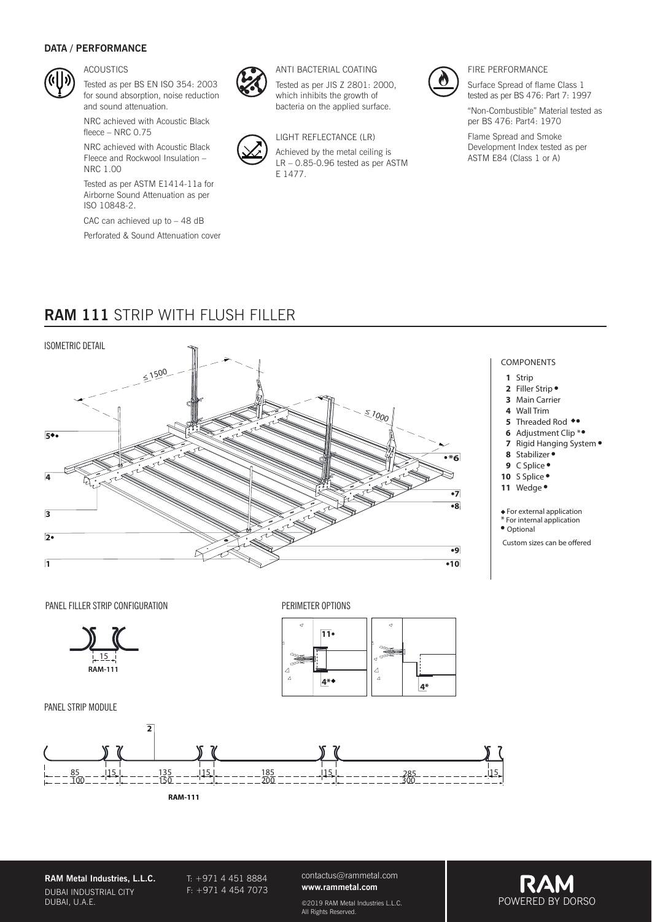**DATA / PERFORMANCE**

ACOUSTICS

Tested as per BS EN ISO 354: 2003 for sound absorption, noise reduction and sound attenuation.

NRC achieved with Acoustic Black fleece – NRC 0.75

NRC achieved with Acoustic Black Fleece and Rockwool Insulation – NRC 1.00

Tested as per ASTM E1414-11a for Airborne Sound Attenuation as per ISO 10848-2.

CAC can achieved up to – 48 dB

Perforated & Sound Attenuation cover

ANTI BACTERIAL COATING

Tested as per JIS Z 2801: 2000, which inhibits the growth of bacteria on the applied surface.

LIGHT REFLECTANCE (LR)

Achieved by the metal ceiling is LR – 0.85-0.96 tested as per ASTM E 1477.

FIRE PERFORMANCE

Surface Spread of flame Class 1 tested as per BS 476: Part 7: 1997

"Non-Combustible" Material tested as per BS 476: Part4: 1970

Flame Spread and Smoke Development Index tested as per ASTM E84 (Class 1 or A)

# RAM 111 STRIP WITH FLUSH FILLER

ISOMETRIC DETAIL

≤1500

≤1000

5◆•

4

3

2•

1

•*6

•7

•8

•9

•10

COMPONENTS

1 Strip
2 Filler Strip •
3 Main Carrier
4 Wall Trim
5 Threaded Rod ◆•
6 Adjustment Clip *•
7 Rigid Hanging System •
8 Stabilizer •
9 C Splice •
10 S Splice •
11 Wedge •

◆ For external application
* For internal application
• Optional

Custom sizes can be offered

PANEL FILLER STRIP CONFIGURATION

15

RAM-111

PERIMETER OPTIONS

11•

4*◆

4*

PANEL STRIP MODULE

2

85
100

15

135
150

15

185
200

15

285
300

15

RAM-111

**RAM Metal Industries, L.L.C.**
DUBAI INDUSTRIAL CITY
DUBAI, U.A.E.

T: +971 4 451 8884
F: +971 4 454 7073

contactus@rammetal.com
**www.rammetal.com**

©2019 RAM Metal Industries L.L.C.
All Rights Reserved.

RAM
POWERED BY DORSO